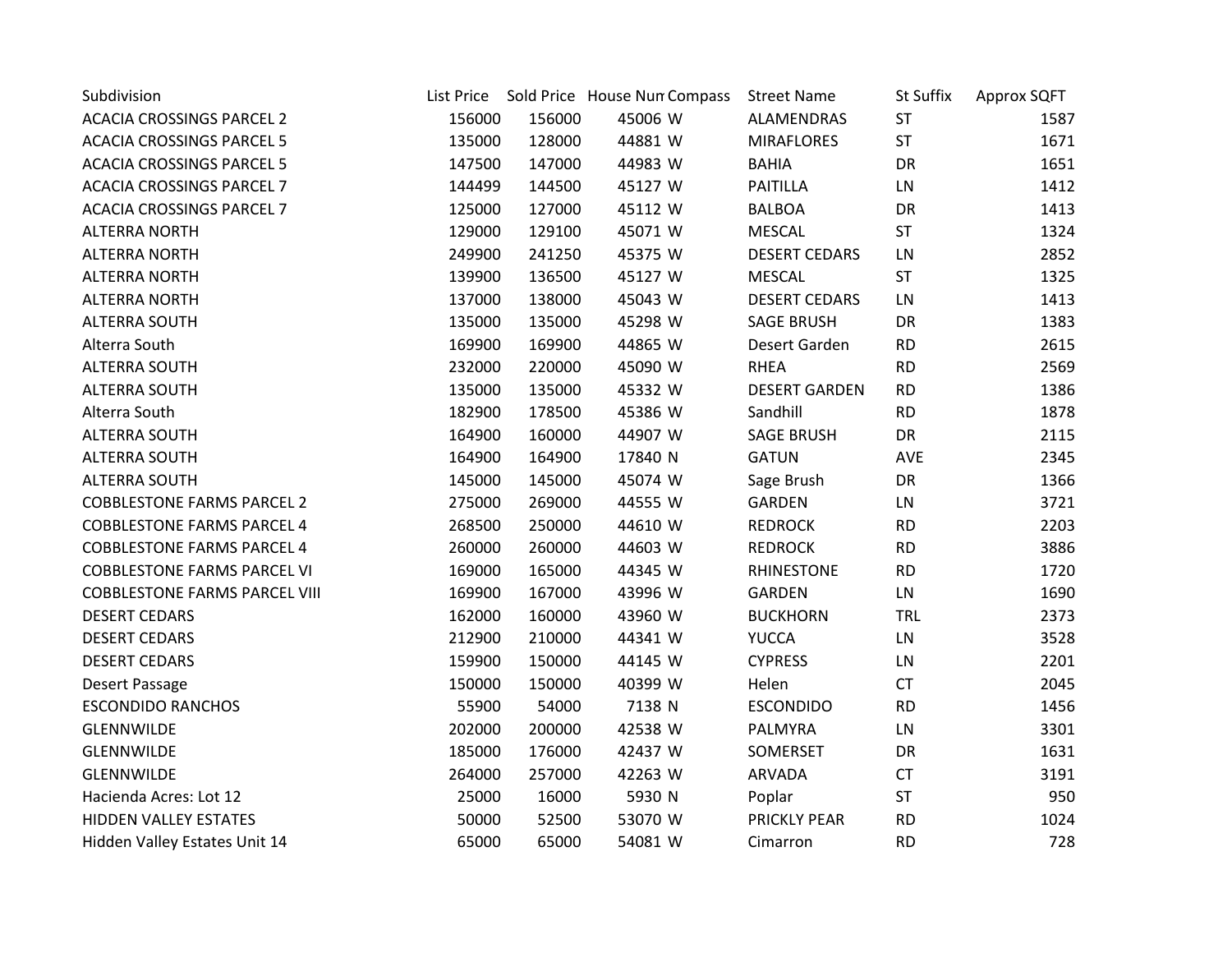| Subdivision | List Price | Sold Price | House Num | Compass | Street Name | St Suffix | Approx SQFT |
|---|---|---|---|---|---|---|---|
| ACACIA CROSSINGS PARCEL 2 | 156000 | 156000 | 45006 | W | ALAMENDRAS | ST | 1587 |
| ACACIA CROSSINGS PARCEL 5 | 135000 | 128000 | 44881 | W | MIRAFLORES | ST | 1671 |
| ACACIA CROSSINGS PARCEL 5 | 147500 | 147000 | 44983 | W | BAHIA | DR | 1651 |
| ACACIA CROSSINGS PARCEL 7 | 144499 | 144500 | 45127 | W | PAITILLA | LN | 1412 |
| ACACIA CROSSINGS PARCEL 7 | 125000 | 127000 | 45112 | W | BALBOA | DR | 1413 |
| ALTERRA NORTH | 129000 | 129100 | 45071 | W | MESCAL | ST | 1324 |
| ALTERRA NORTH | 249900 | 241250 | 45375 | W | DESERT CEDARS | LN | 2852 |
| ALTERRA NORTH | 139900 | 136500 | 45127 | W | MESCAL | ST | 1325 |
| ALTERRA NORTH | 137000 | 138000 | 45043 | W | DESERT CEDARS | LN | 1413 |
| ALTERRA SOUTH | 135000 | 135000 | 45298 | W | SAGE BRUSH | DR | 1383 |
| Alterra South | 169900 | 169900 | 44865 | W | Desert Garden | RD | 2615 |
| ALTERRA SOUTH | 232000 | 220000 | 45090 | W | RHEA | RD | 2569 |
| ALTERRA SOUTH | 135000 | 135000 | 45332 | W | DESERT GARDEN | RD | 1386 |
| Alterra South | 182900 | 178500 | 45386 | W | Sandhill | RD | 1878 |
| ALTERRA SOUTH | 164900 | 160000 | 44907 | W | SAGE BRUSH | DR | 2115 |
| ALTERRA SOUTH | 164900 | 164900 | 17840 | N | GATUN | AVE | 2345 |
| ALTERRA SOUTH | 145000 | 145000 | 45074 | W | Sage Brush | DR | 1366 |
| COBBLESTONE FARMS PARCEL 2 | 275000 | 269000 | 44555 | W | GARDEN | LN | 3721 |
| COBBLESTONE FARMS PARCEL 4 | 268500 | 250000 | 44610 | W | REDROCK | RD | 2203 |
| COBBLESTONE FARMS PARCEL 4 | 260000 | 260000 | 44603 | W | REDROCK | RD | 3886 |
| COBBLESTONE FARMS PARCEL VI | 169000 | 165000 | 44345 | W | RHINESTONE | RD | 1720 |
| COBBLESTONE FARMS PARCEL VIII | 169900 | 167000 | 43996 | W | GARDEN | LN | 1690 |
| DESERT CEDARS | 162000 | 160000 | 43960 | W | BUCKHORN | TRL | 2373 |
| DESERT CEDARS | 212900 | 210000 | 44341 | W | YUCCA | LN | 3528 |
| DESERT CEDARS | 159900 | 150000 | 44145 | W | CYPRESS | LN | 2201 |
| Desert Passage | 150000 | 150000 | 40399 | W | Helen | CT | 2045 |
| ESCONDIDO RANCHOS | 55900 | 54000 | 7138 | N | ESCONDIDO | RD | 1456 |
| GLENNWILDE | 202000 | 200000 | 42538 | W | PALMYRA | LN | 3301 |
| GLENNWILDE | 185000 | 176000 | 42437 | W | SOMERSET | DR | 1631 |
| GLENNWILDE | 264000 | 257000 | 42263 | W | ARVADA | CT | 3191 |
| Hacienda Acres: Lot 12 | 25000 | 16000 | 5930 | N | Poplar | ST | 950 |
| HIDDEN VALLEY ESTATES | 50000 | 52500 | 53070 | W | PRICKLY PEAR | RD | 1024 |
| Hidden Valley Estates Unit 14 | 65000 | 65000 | 54081 | W | Cimarron | RD | 728 |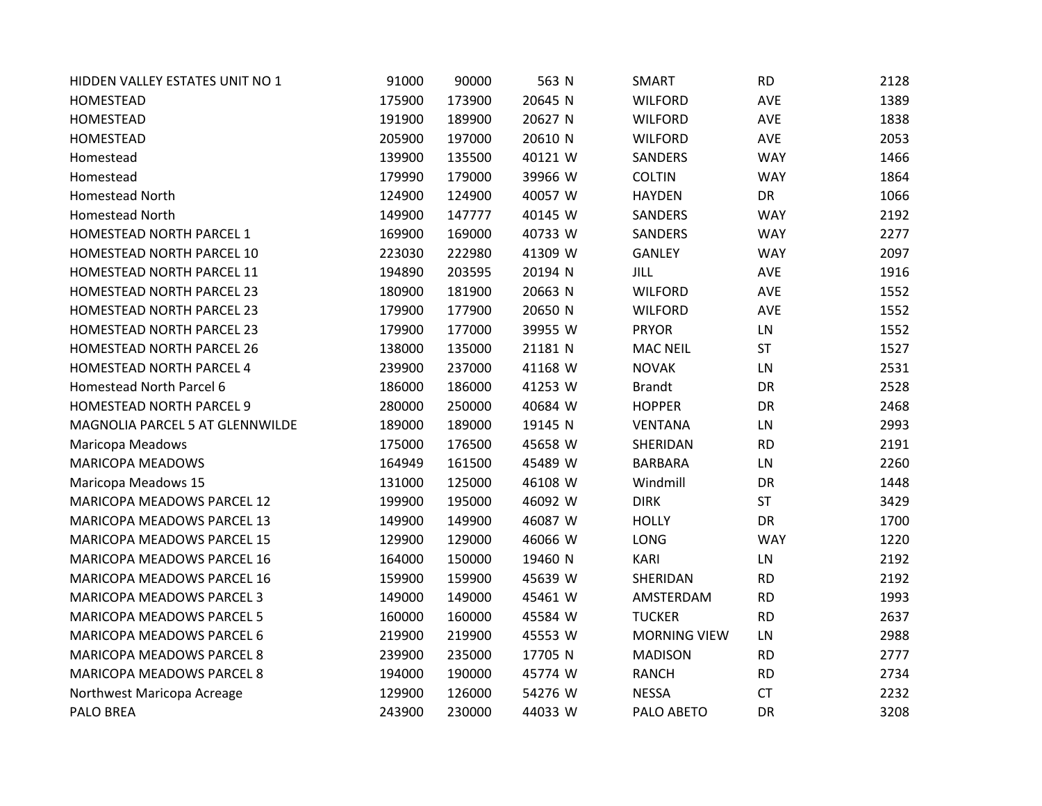| | | | | | | | |
|---|---|---|---|---|---|---|---|
| HIDDEN VALLEY ESTATES UNIT NO 1 | 91000 | 90000 | 563 | N | SMART | RD | 2128 |
| HOMESTEAD | 175900 | 173900 | 20645 | N | WILFORD | AVE | 1389 |
| HOMESTEAD | 191900 | 189900 | 20627 | N | WILFORD | AVE | 1838 |
| HOMESTEAD | 205900 | 197000 | 20610 | N | WILFORD | AVE | 2053 |
| Homestead | 139900 | 135500 | 40121 | W | SANDERS | WAY | 1466 |
| Homestead | 179990 | 179000 | 39966 | W | COLTIN | WAY | 1864 |
| Homestead North | 124900 | 124900 | 40057 | W | HAYDEN | DR | 1066 |
| Homestead North | 149900 | 147777 | 40145 | W | SANDERS | WAY | 2192 |
| HOMESTEAD NORTH PARCEL 1 | 169900 | 169000 | 40733 | W | SANDERS | WAY | 2277 |
| HOMESTEAD NORTH PARCEL 10 | 223030 | 222980 | 41309 | W | GANLEY | WAY | 2097 |
| HOMESTEAD NORTH PARCEL 11 | 194890 | 203595 | 20194 | N | JILL | AVE | 1916 |
| HOMESTEAD NORTH PARCEL 23 | 180900 | 181900 | 20663 | N | WILFORD | AVE | 1552 |
| HOMESTEAD NORTH PARCEL 23 | 179900 | 177900 | 20650 | N | WILFORD | AVE | 1552 |
| HOMESTEAD NORTH PARCEL 23 | 179900 | 177000 | 39955 | W | PRYOR | LN | 1552 |
| HOMESTEAD NORTH PARCEL 26 | 138000 | 135000 | 21181 | N | MAC NEIL | ST | 1527 |
| HOMESTEAD NORTH PARCEL 4 | 239900 | 237000 | 41168 | W | NOVAK | LN | 2531 |
| Homestead North Parcel 6 | 186000 | 186000 | 41253 | W | Brandt | DR | 2528 |
| HOMESTEAD NORTH PARCEL 9 | 280000 | 250000 | 40684 | W | HOPPER | DR | 2468 |
| MAGNOLIA PARCEL 5 AT GLENNWILDE | 189000 | 189000 | 19145 | N | VENTANA | LN | 2993 |
| Maricopa Meadows | 175000 | 176500 | 45658 | W | SHERIDAN | RD | 2191 |
| MARICOPA MEADOWS | 164949 | 161500 | 45489 | W | BARBARA | LN | 2260 |
| Maricopa Meadows 15 | 131000 | 125000 | 46108 | W | Windmill | DR | 1448 |
| MARICOPA MEADOWS PARCEL 12 | 199900 | 195000 | 46092 | W | DIRK | ST | 3429 |
| MARICOPA MEADOWS PARCEL 13 | 149900 | 149900 | 46087 | W | HOLLY | DR | 1700 |
| MARICOPA MEADOWS PARCEL 15 | 129900 | 129000 | 46066 | W | LONG | WAY | 1220 |
| MARICOPA MEADOWS PARCEL 16 | 164000 | 150000 | 19460 | N | KARI | LN | 2192 |
| MARICOPA MEADOWS PARCEL 16 | 159900 | 159900 | 45639 | W | SHERIDAN | RD | 2192 |
| MARICOPA MEADOWS PARCEL 3 | 149000 | 149000 | 45461 | W | AMSTERDAM | RD | 1993 |
| MARICOPA MEADOWS PARCEL 5 | 160000 | 160000 | 45584 | W | TUCKER | RD | 2637 |
| MARICOPA MEADOWS PARCEL 6 | 219900 | 219900 | 45553 | W | MORNING VIEW | LN | 2988 |
| MARICOPA MEADOWS PARCEL 8 | 239900 | 235000 | 17705 | N | MADISON | RD | 2777 |
| MARICOPA MEADOWS PARCEL 8 | 194000 | 190000 | 45774 | W | RANCH | RD | 2734 |
| Northwest Maricopa Acreage | 129900 | 126000 | 54276 | W | NESSA | CT | 2232 |
| PALO BREA | 243900 | 230000 | 44033 | W | PALO ABETO | DR | 3208 |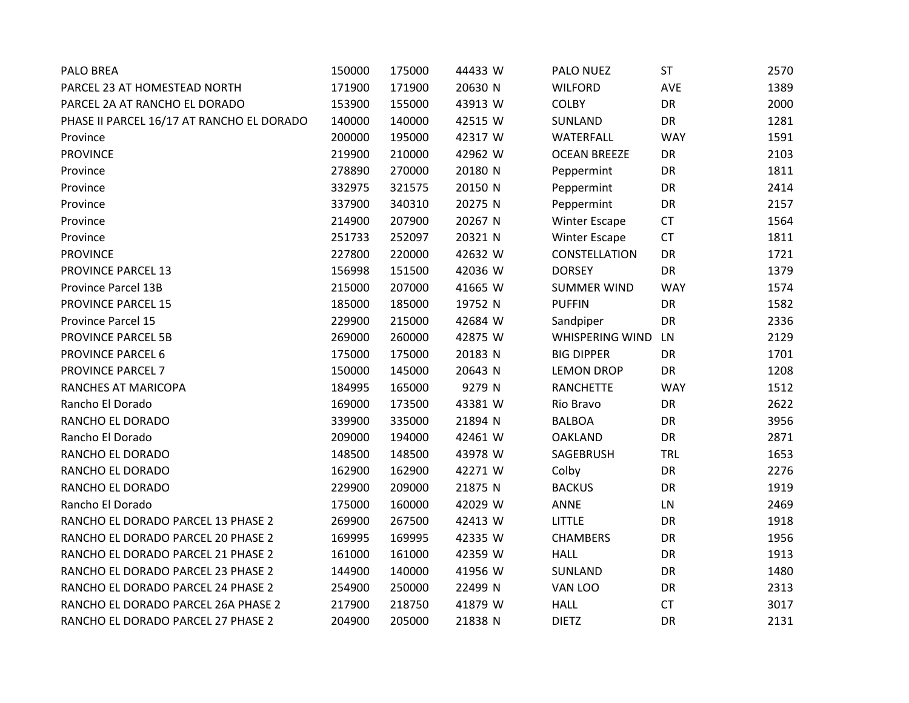| | | | | | | | |
|---|---|---|---|---|---|---|---|
| PALO BREA | 150000 | 175000 | 44433 | W | PALO NUEZ | ST | 2570 |
| PARCEL 23 AT HOMESTEAD NORTH | 171900 | 171900 | 20630 | N | WILFORD | AVE | 1389 |
| PARCEL 2A AT RANCHO EL DORADO | 153900 | 155000 | 43913 | W | COLBY | DR | 2000 |
| PHASE II PARCEL 16/17 AT RANCHO EL DORADO | 140000 | 140000 | 42515 | W | SUNLAND | DR | 1281 |
| Province | 200000 | 195000 | 42317 | W | WATERFALL | WAY | 1591 |
| PROVINCE | 219900 | 210000 | 42962 | W | OCEAN BREEZE | DR | 2103 |
| Province | 278890 | 270000 | 20180 | N | Peppermint | DR | 1811 |
| Province | 332975 | 321575 | 20150 | N | Peppermint | DR | 2414 |
| Province | 337900 | 340310 | 20275 | N | Peppermint | DR | 2157 |
| Province | 214900 | 207900 | 20267 | N | Winter Escape | CT | 1564 |
| Province | 251733 | 252097 | 20321 | N | Winter Escape | CT | 1811 |
| PROVINCE | 227800 | 220000 | 42632 | W | CONSTELLATION | DR | 1721 |
| PROVINCE PARCEL 13 | 156998 | 151500 | 42036 | W | DORSEY | DR | 1379 |
| Province Parcel 13B | 215000 | 207000 | 41665 | W | SUMMER WIND | WAY | 1574 |
| PROVINCE PARCEL 15 | 185000 | 185000 | 19752 | N | PUFFIN | DR | 1582 |
| Province Parcel 15 | 229900 | 215000 | 42684 | W | Sandpiper | DR | 2336 |
| PROVINCE PARCEL 5B | 269000 | 260000 | 42875 | W | WHISPERING WIND | LN | 2129 |
| PROVINCE PARCEL 6 | 175000 | 175000 | 20183 | N | BIG DIPPER | DR | 1701 |
| PROVINCE PARCEL 7 | 150000 | 145000 | 20643 | N | LEMON DROP | DR | 1208 |
| RANCHES AT MARICOPA | 184995 | 165000 | 9279 | N | RANCHETTE | WAY | 1512 |
| Rancho El Dorado | 169000 | 173500 | 43381 | W | Rio Bravo | DR | 2622 |
| RANCHO EL DORADO | 339900 | 335000 | 21894 | N | BALBOA | DR | 3956 |
| Rancho El Dorado | 209000 | 194000 | 42461 | W | OAKLAND | DR | 2871 |
| RANCHO EL DORADO | 148500 | 148500 | 43978 | W | SAGEBRUSH | TRL | 1653 |
| RANCHO EL DORADO | 162900 | 162900 | 42271 | W | Colby | DR | 2276 |
| RANCHO EL DORADO | 229900 | 209000 | 21875 | N | BACKUS | DR | 1919 |
| Rancho El Dorado | 175000 | 160000 | 42029 | W | ANNE | LN | 2469 |
| RANCHO EL DORADO PARCEL 13 PHASE 2 | 269900 | 267500 | 42413 | W | LITTLE | DR | 1918 |
| RANCHO EL DORADO PARCEL 20 PHASE 2 | 169995 | 169995 | 42335 | W | CHAMBERS | DR | 1956 |
| RANCHO EL DORADO PARCEL 21 PHASE 2 | 161000 | 161000 | 42359 | W | HALL | DR | 1913 |
| RANCHO EL DORADO PARCEL 23 PHASE 2 | 144900 | 140000 | 41956 | W | SUNLAND | DR | 1480 |
| RANCHO EL DORADO PARCEL 24 PHASE 2 | 254900 | 250000 | 22499 | N | VAN LOO | DR | 2313 |
| RANCHO EL DORADO PARCEL 26A PHASE 2 | 217900 | 218750 | 41879 | W | HALL | CT | 3017 |
| RANCHO EL DORADO PARCEL 27 PHASE 2 | 204900 | 205000 | 21838 | N | DIETZ | DR | 2131 |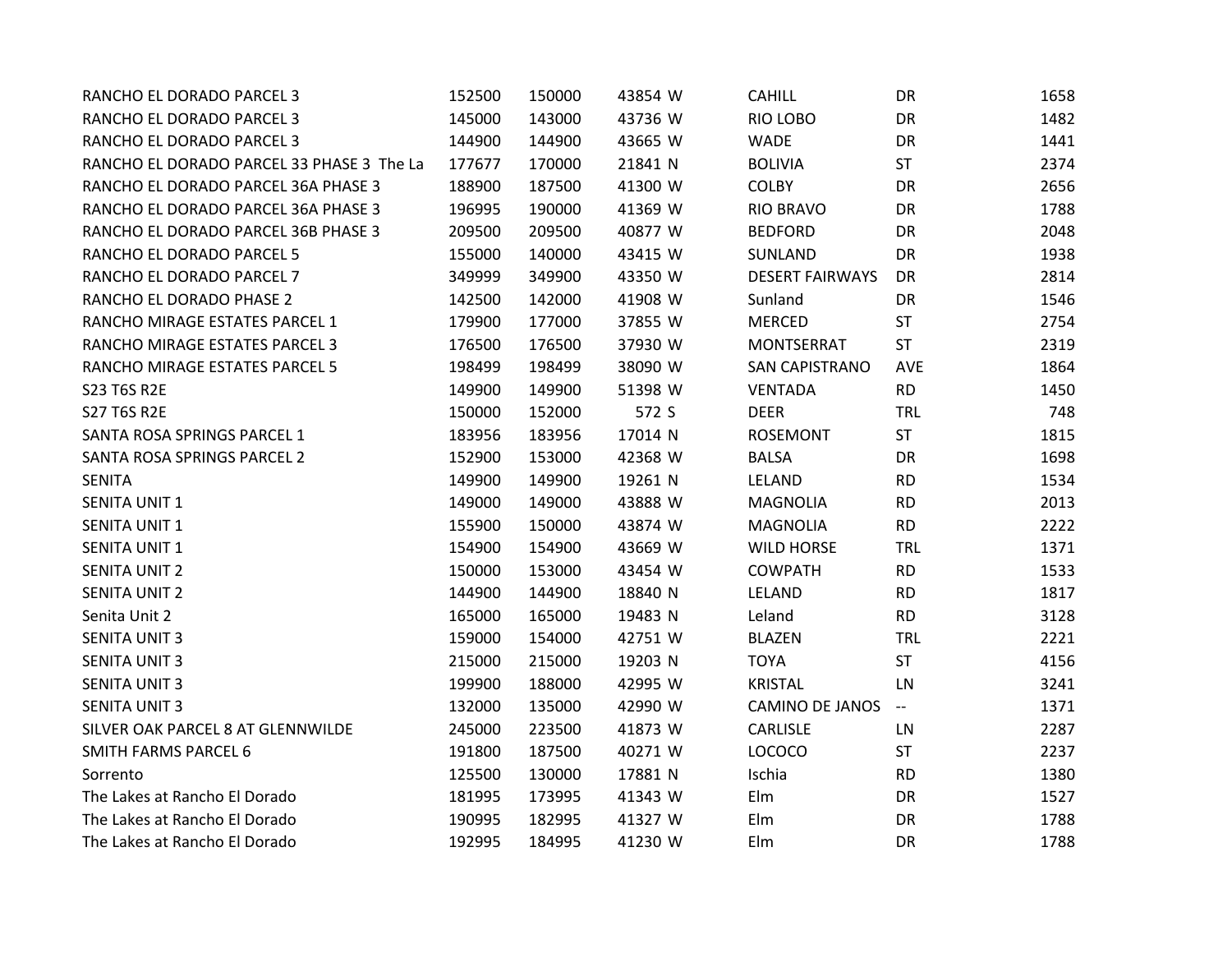| | | | | | | |
|---|---|---|---|---|---|---|
| RANCHO EL DORADO PARCEL 3 | 152500 | 150000 | 43854 W | CAHILL | DR | 1658 |
| RANCHO EL DORADO PARCEL 3 | 145000 | 143000 | 43736 W | RIO LOBO | DR | 1482 |
| RANCHO EL DORADO PARCEL 3 | 144900 | 144900 | 43665 W | WADE | DR | 1441 |
| RANCHO EL DORADO PARCEL 33 PHASE 3 The La | 177677 | 170000 | 21841 N | BOLIVIA | ST | 2374 |
| RANCHO EL DORADO PARCEL 36A PHASE 3 | 188900 | 187500 | 41300 W | COLBY | DR | 2656 |
| RANCHO EL DORADO PARCEL 36A PHASE 3 | 196995 | 190000 | 41369 W | RIO BRAVO | DR | 1788 |
| RANCHO EL DORADO PARCEL 36B PHASE 3 | 209500 | 209500 | 40877 W | BEDFORD | DR | 2048 |
| RANCHO EL DORADO PARCEL 5 | 155000 | 140000 | 43415 W | SUNLAND | DR | 1938 |
| RANCHO EL DORADO PARCEL 7 | 349999 | 349900 | 43350 W | DESERT FAIRWAYS | DR | 2814 |
| RANCHO EL DORADO PHASE 2 | 142500 | 142000 | 41908 W | Sunland | DR | 1546 |
| RANCHO MIRAGE ESTATES PARCEL 1 | 179900 | 177000 | 37855 W | MERCED | ST | 2754 |
| RANCHO MIRAGE ESTATES PARCEL 3 | 176500 | 176500 | 37930 W | MONTSERRAT | ST | 2319 |
| RANCHO MIRAGE ESTATES PARCEL 5 | 198499 | 198499 | 38090 W | SAN CAPISTRANO | AVE | 1864 |
| S23 T6S R2E | 149900 | 149900 | 51398 W | VENTADA | RD | 1450 |
| S27 T6S R2E | 150000 | 152000 | 572 S | DEER | TRL | 748 |
| SANTA ROSA SPRINGS PARCEL 1 | 183956 | 183956 | 17014 N | ROSEMONT | ST | 1815 |
| SANTA ROSA SPRINGS PARCEL 2 | 152900 | 153000 | 42368 W | BALSA | DR | 1698 |
| SENITA | 149900 | 149900 | 19261 N | LELAND | RD | 1534 |
| SENITA UNIT 1 | 149000 | 149000 | 43888 W | MAGNOLIA | RD | 2013 |
| SENITA UNIT 1 | 155900 | 150000 | 43874 W | MAGNOLIA | RD | 2222 |
| SENITA UNIT 1 | 154900 | 154900 | 43669 W | WILD HORSE | TRL | 1371 |
| SENITA UNIT 2 | 150000 | 153000 | 43454 W | COWPATH | RD | 1533 |
| SENITA UNIT 2 | 144900 | 144900 | 18840 N | LELAND | RD | 1817 |
| Senita Unit 2 | 165000 | 165000 | 19483 N | Leland | RD | 3128 |
| SENITA UNIT 3 | 159000 | 154000 | 42751 W | BLAZEN | TRL | 2221 |
| SENITA UNIT 3 | 215000 | 215000 | 19203 N | TOYA | ST | 4156 |
| SENITA UNIT 3 | 199900 | 188000 | 42995 W | KRISTAL | LN | 3241 |
| SENITA UNIT 3 | 132000 | 135000 | 42990 W | CAMINO DE JANOS | -- | 1371 |
| SILVER OAK PARCEL 8 AT GLENNWILDE | 245000 | 223500 | 41873 W | CARLISLE | LN | 2287 |
| SMITH FARMS PARCEL 6 | 191800 | 187500 | 40271 W | LOCOCO | ST | 2237 |
| Sorrento | 125500 | 130000 | 17881 N | Ischia | RD | 1380 |
| The Lakes at Rancho El Dorado | 181995 | 173995 | 41343 W | Elm | DR | 1527 |
| The Lakes at Rancho El Dorado | 190995 | 182995 | 41327 W | Elm | DR | 1788 |
| The Lakes at Rancho El Dorado | 192995 | 184995 | 41230 W | Elm | DR | 1788 |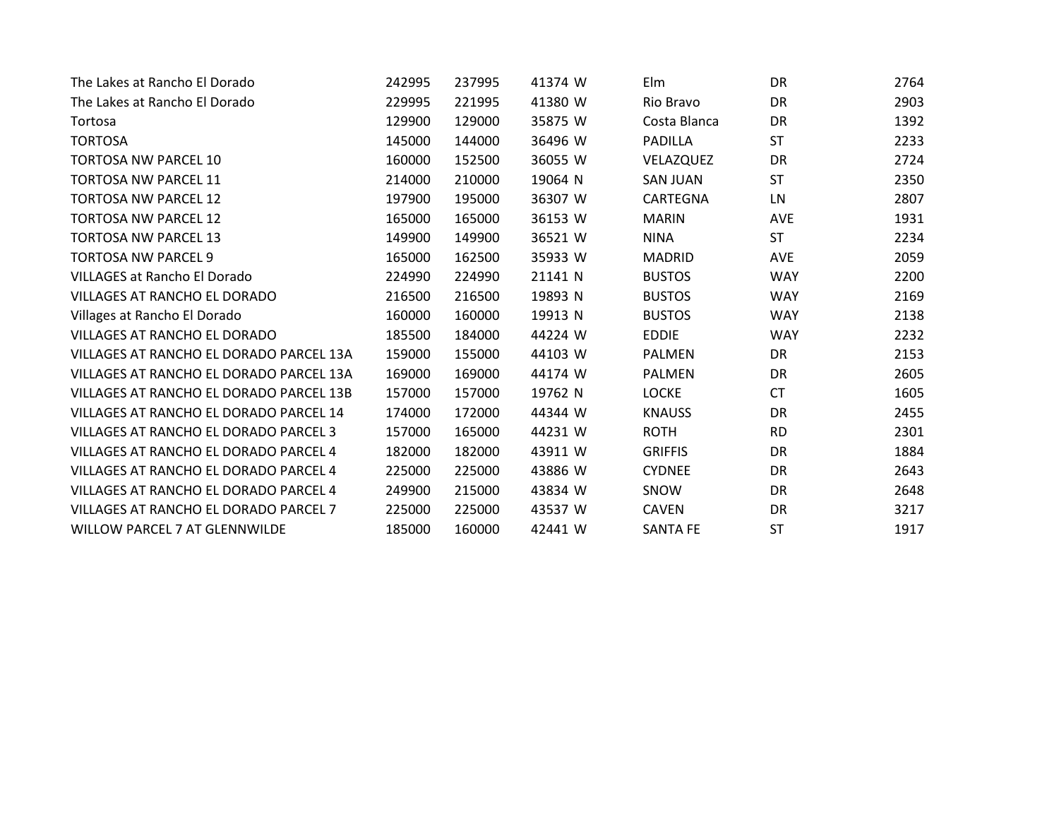| | | | | | | | |
|---|---|---|---|---|---|---|---|
| The Lakes at Rancho El Dorado | 242995 | 237995 | 41374 | W | Elm | DR | 2764 |
| The Lakes at Rancho El Dorado | 229995 | 221995 | 41380 | W | Rio Bravo | DR | 2903 |
| Tortosa | 129900 | 129000 | 35875 | W | Costa Blanca | DR | 1392 |
| TORTOSA | 145000 | 144000 | 36496 | W | PADILLA | ST | 2233 |
| TORTOSA NW PARCEL 10 | 160000 | 152500 | 36055 | W | VELAZQUEZ | DR | 2724 |
| TORTOSA NW PARCEL 11 | 214000 | 210000 | 19064 | N | SAN JUAN | ST | 2350 |
| TORTOSA NW PARCEL 12 | 197900 | 195000 | 36307 | W | CARTEGNA | LN | 2807 |
| TORTOSA NW PARCEL 12 | 165000 | 165000 | 36153 | W | MARIN | AVE | 1931 |
| TORTOSA NW PARCEL 13 | 149900 | 149900 | 36521 | W | NINA | ST | 2234 |
| TORTOSA NW PARCEL 9 | 165000 | 162500 | 35933 | W | MADRID | AVE | 2059 |
| VILLAGES at Rancho El Dorado | 224990 | 224990 | 21141 | N | BUSTOS | WAY | 2200 |
| VILLAGES AT RANCHO EL DORADO | 216500 | 216500 | 19893 | N | BUSTOS | WAY | 2169 |
| Villages at Rancho El Dorado | 160000 | 160000 | 19913 | N | BUSTOS | WAY | 2138 |
| VILLAGES AT RANCHO EL DORADO | 185500 | 184000 | 44224 | W | EDDIE | WAY | 2232 |
| VILLAGES AT RANCHO EL DORADO PARCEL 13A | 159000 | 155000 | 44103 | W | PALMEN | DR | 2153 |
| VILLAGES AT RANCHO EL DORADO PARCEL 13A | 169000 | 169000 | 44174 | W | PALMEN | DR | 2605 |
| VILLAGES AT RANCHO EL DORADO PARCEL 13B | 157000 | 157000 | 19762 | N | LOCKE | CT | 1605 |
| VILLAGES AT RANCHO EL DORADO PARCEL 14 | 174000 | 172000 | 44344 | W | KNAUSS | DR | 2455 |
| VILLAGES AT RANCHO EL DORADO PARCEL 3 | 157000 | 165000 | 44231 | W | ROTH | RD | 2301 |
| VILLAGES AT RANCHO EL DORADO PARCEL 4 | 182000 | 182000 | 43911 | W | GRIFFIS | DR | 1884 |
| VILLAGES AT RANCHO EL DORADO PARCEL 4 | 225000 | 225000 | 43886 | W | CYDNEE | DR | 2643 |
| VILLAGES AT RANCHO EL DORADO PARCEL 4 | 249900 | 215000 | 43834 | W | SNOW | DR | 2648 |
| VILLAGES AT RANCHO EL DORADO PARCEL 7 | 225000 | 225000 | 43537 | W | CAVEN | DR | 3217 |
| WILLOW PARCEL 7 AT GLENNWILDE | 185000 | 160000 | 42441 | W | SANTA FE | ST | 1917 |